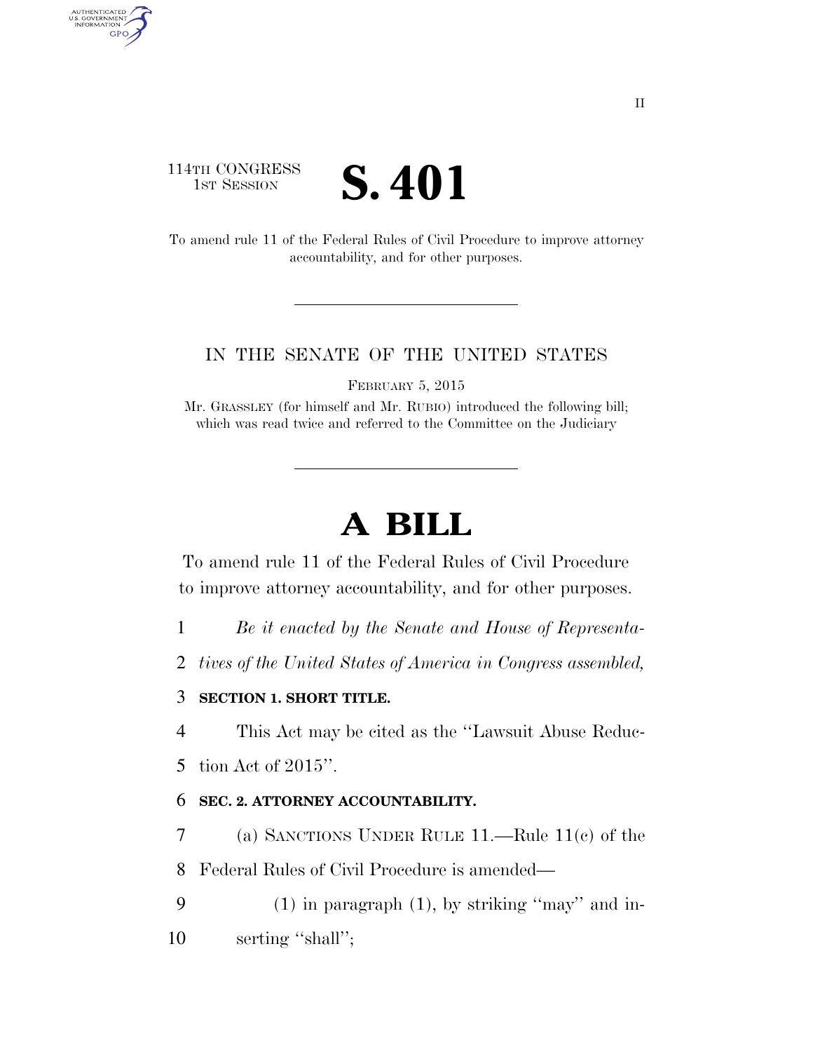114TH CONGRESS
1ST SESSION

# S. 401

To amend rule 11 of the Federal Rules of Civil Procedure to improve attorney accountability, and for other purposes.

IN THE SENATE OF THE UNITED STATES

FEBRUARY 5, 2015

Mr. GRASSLEY (for himself and Mr. RUBIO) introduced the following bill; which was read twice and referred to the Committee on the Judiciary

# A BILL

To amend rule 11 of the Federal Rules of Civil Procedure to improve attorney accountability, and for other purposes.

*Be it enacted by the Senate and House of Representatives of the United States of America in Congress assembled,*

**SECTION 1. SHORT TITLE.**

This Act may be cited as the "Lawsuit Abuse Reduction Act of 2015".

**SEC. 2. ATTORNEY ACCOUNTABILITY.**

(a) SANCTIONS UNDER RULE 11.—Rule 11(c) of the Federal Rules of Civil Procedure is amended—

(1) in paragraph (1), by striking "may" and inserting "shall";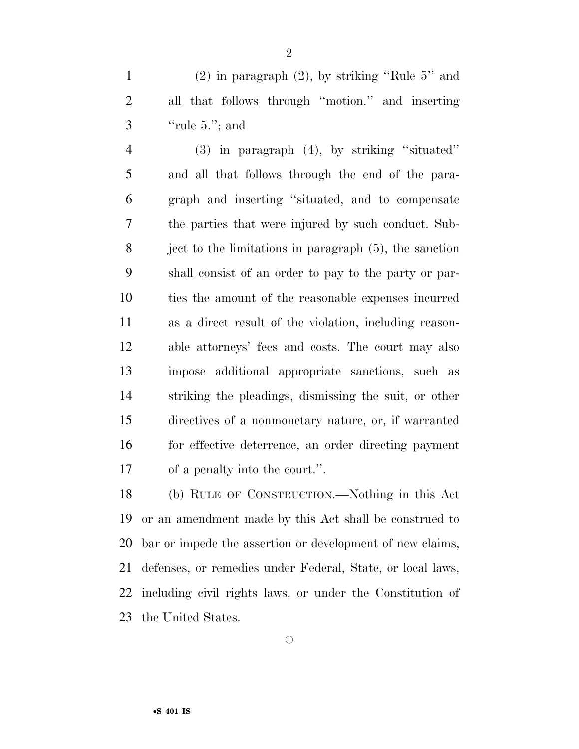(2) in paragraph (2), by striking ''Rule 5'' and all that follows through ''motion.'' and inserting ''rule 5.''; and

(3) in paragraph (4), by striking ''situated'' and all that follows through the end of the paragraph and inserting ''situated, and to compensate the parties that were injured by such conduct. Subject to the limitations in paragraph (5), the sanction shall consist of an order to pay to the party or parties the amount of the reasonable expenses incurred as a direct result of the violation, including reasonable attorneys' fees and costs. The court may also impose additional appropriate sanctions, such as striking the pleadings, dismissing the suit, or other directives of a nonmonetary nature, or, if warranted for effective deterrence, an order directing payment of a penalty into the court.''.

(b) RULE OF CONSTRUCTION.—Nothing in this Act or an amendment made by this Act shall be construed to bar or impede the assertion or development of new claims, defenses, or remedies under Federal, State, or local laws, including civil rights laws, or under the Constitution of the United States.